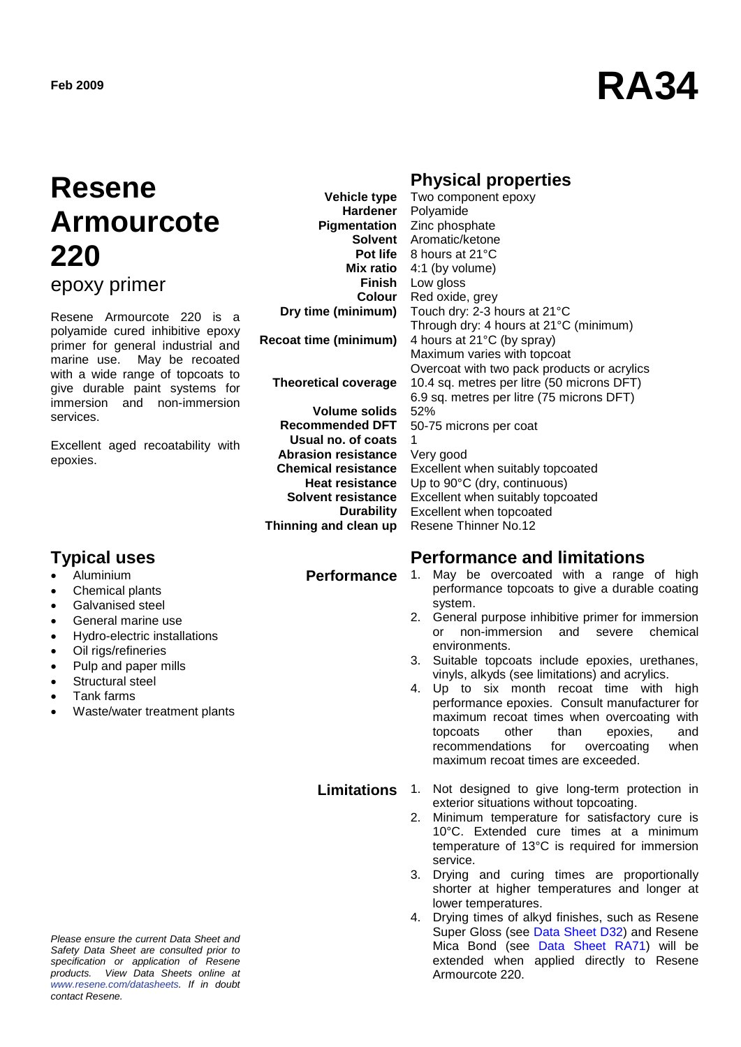Feb 2009

# RA34

# Resene Armourcote 220

## epoxy primer

Resene Armourcote 220 is a polyamide cured inhibitive epoxy primer for general industrial and marine use. May be recoated with a wide range of topcoats to give durable paint systems for immersion and non-immersion services.

Excellent aged recoatability with epoxies.

## Physical properties

| | |
|---|---|
| **Vehicle type** | Two component epoxy |
| **Hardener** | Polyamide |
| **Pigmentation** | Zinc phosphate |
| **Solvent** | Aromatic/ketone |
| **Pot life** | 8 hours at 21°C |
| **Mix ratio** | 4:1 (by volume) |
| **Finish** | Low gloss |
| **Colour** | Red oxide, grey |
| **Dry time (minimum)** | Touch dry: 2-3 hours at 21°C<br>Through dry: 4 hours at 21°C (minimum) |
| **Recoat time (minimum)** | 4 hours at 21°C (by spray)<br>Maximum varies with topcoat<br>Overcoat with two pack products or acrylics |
| **Theoretical coverage** | 10.4 sq. metres per litre (50 microns DFT)<br>6.9 sq. metres per litre (75 microns DFT) |
| **Volume solids** | 52% |
| **Recommended DFT** | 50-75 microns per coat |
| **Usual no. of coats** | 1 |
| **Abrasion resistance** | Very good |
| **Chemical resistance** | Excellent when suitably topcoated |
| **Heat resistance** | Up to 90°C (dry, continuous) |
| **Solvent resistance** | Excellent when suitably topcoated |
| **Durability** | Excellent when topcoated |
| **Thinning and clean up** | Resene Thinner No.12 |

## Typical uses

- Aluminium
- Chemical plants
- Galvanised steel
- General marine use
- Hydro-electric installations
- Oil rigs/refineries
- Pulp and paper mills
- Structural steel
- Tank farms
- Waste/water treatment plants

## Performance and limitations

### Performance

1. May be overcoated with a range of high performance topcoats to give a durable coating system.
2. General purpose inhibitive primer for immersion or non-immersion and severe chemical environments.
3. Suitable topcoats include epoxies, urethanes, vinyls, alkyds (see limitations) and acrylics.
4. Up to six month recoat time with high performance epoxies. Consult manufacturer for maximum recoat times when overcoating with topcoats other than epoxies, and recommendations for overcoating when maximum recoat times are exceeded.

### Limitations

1. Not designed to give long-term protection in exterior situations without topcoating.
2. Minimum temperature for satisfactory cure is 10°C. Extended cure times at a minimum temperature of 13°C is required for immersion service.
3. Drying and curing times are proportionally shorter at higher temperatures and longer at lower temperatures.
4. Drying times of alkyd finishes, such as Resene Super Gloss (see Data Sheet D32) and Resene Mica Bond (see Data Sheet RA71) will be extended when applied directly to Resene Armourcote 220.

*Please ensure the current Data Sheet and Safety Data Sheet are consulted prior to specification or application of Resene products. View Data Sheets online at www.resene.com/datasheets. If in doubt contact Resene.*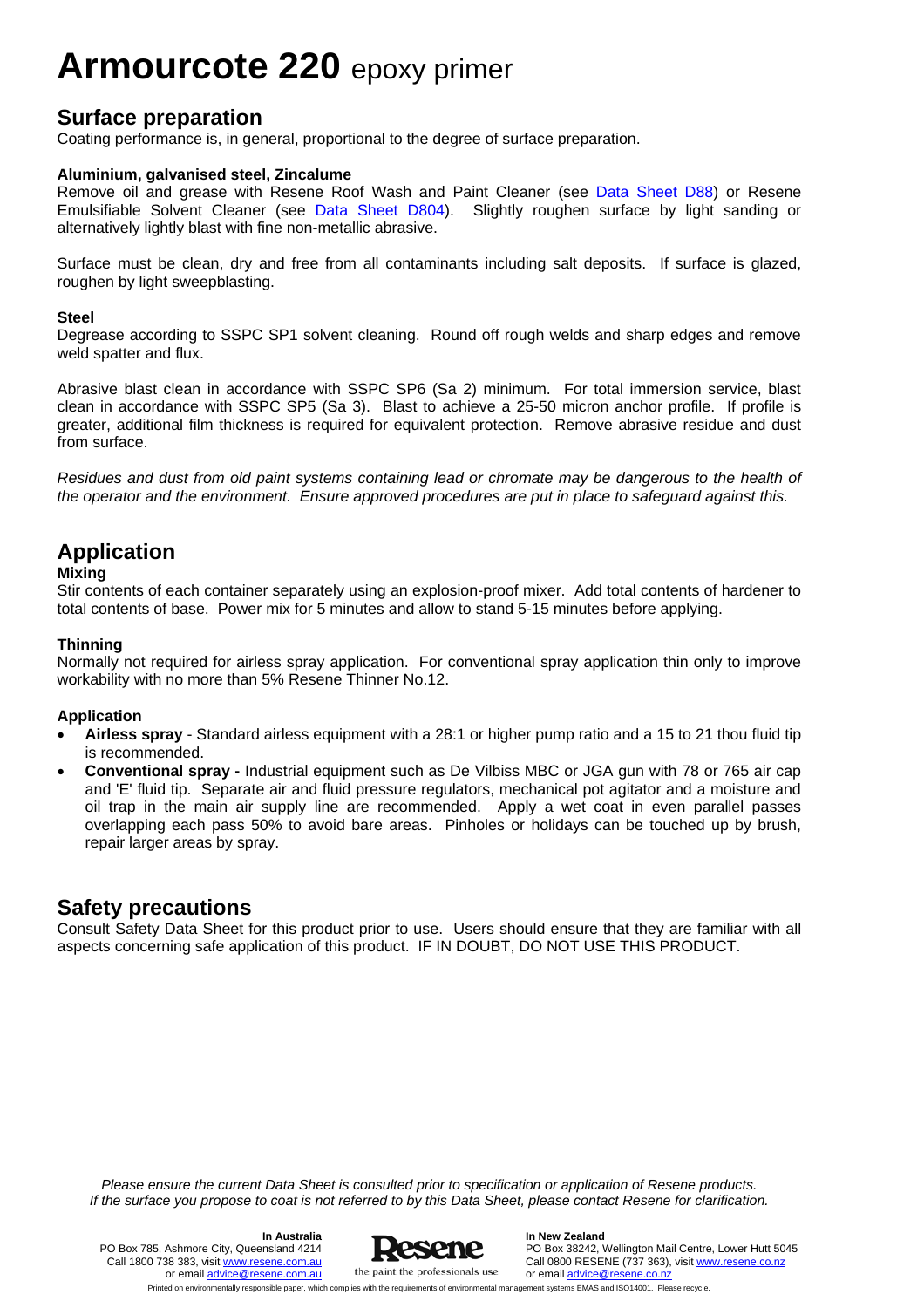# Armourcote 220 epoxy primer

## Surface preparation

Coating performance is, in general, proportional to the degree of surface preparation.

### Aluminium, galvanised steel, Zincalume

Remove oil and grease with Resene Roof Wash and Paint Cleaner (see Data Sheet D88) or Resene Emulsifiable Solvent Cleaner (see Data Sheet D804). Slightly roughen surface by light sanding or alternatively lightly blast with fine non-metallic abrasive.

Surface must be clean, dry and free from all contaminants including salt deposits. If surface is glazed, roughen by light sweepblasting.

### Steel

Degrease according to SSPC SP1 solvent cleaning. Round off rough welds and sharp edges and remove weld spatter and flux.

Abrasive blast clean in accordance with SSPC SP6 (Sa 2) minimum. For total immersion service, blast clean in accordance with SSPC SP5 (Sa 3). Blast to achieve a 25-50 micron anchor profile. If profile is greater, additional film thickness is required for equivalent protection. Remove abrasive residue and dust from surface.

*Residues and dust from old paint systems containing lead or chromate may be dangerous to the health of the operator and the environment. Ensure approved procedures are put in place to safeguard against this.*

## Application

### Mixing

Stir contents of each container separately using an explosion-proof mixer. Add total contents of hardener to total contents of base. Power mix for 5 minutes and allow to stand 5-15 minutes before applying.

### Thinning

Normally not required for airless spray application. For conventional spray application thin only to improve workability with no more than 5% Resene Thinner No.12.

### Application

- **Airless spray** - Standard airless equipment with a 28:1 or higher pump ratio and a 15 to 21 thou fluid tip is recommended.
- **Conventional spray -** Industrial equipment such as De Vilbiss MBC or JGA gun with 78 or 765 air cap and 'E' fluid tip. Separate air and fluid pressure regulators, mechanical pot agitator and a moisture and oil trap in the main air supply line are recommended. Apply a wet coat in even parallel passes overlapping each pass 50% to avoid bare areas. Pinholes or holidays can be touched up by brush, repair larger areas by spray.

## Safety precautions

Consult Safety Data Sheet for this product prior to use. Users should ensure that they are familiar with all aspects concerning safe application of this product. IF IN DOUBT, DO NOT USE THIS PRODUCT.

*Please ensure the current Data Sheet is consulted prior to specification or application of Resene products. If the surface you propose to coat is not referred to by this Data Sheet, please contact Resene for clarification.*

**In Australia**
PO Box 785, Ashmore City, Queensland 4214
Call 1800 738 383, visit www.resene.com.au
or email advice@resene.com.au

Resene
the paint the professionals use

**In New Zealand**
PO Box 38242, Wellington Mail Centre, Lower Hutt 5045
Call 0800 RESENE (737 363), visit www.resene.co.nz
or email advice@resene.co.nz

Printed on environmentally responsible paper, which complies with the requirements of environmental management systems EMAS and ISO14001. Please recycle.